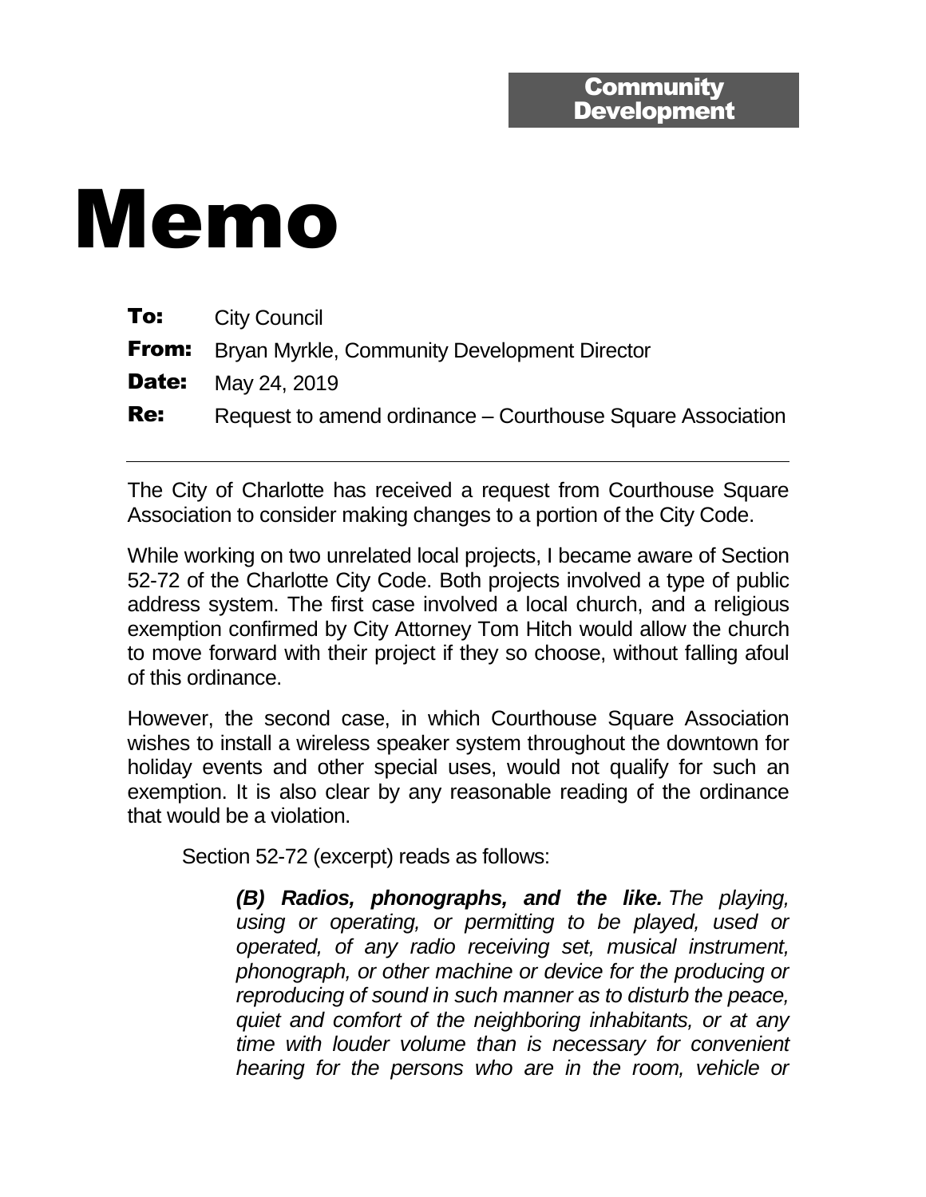**Community Development**

# Memo

**To:** City Council

**From:** Bryan Myrkle, Community Development Director

**Date:** May 24, 2019

**Re:** Request to amend ordinance – Courthouse Square Association

---

The City of Charlotte has received a request from Courthouse Square Association to consider making changes to a portion of the City Code.

While working on two unrelated local projects, I became aware of Section 52-72 of the Charlotte City Code. Both projects involved a type of public address system. The first case involved a local church, and a religious exemption confirmed by City Attorney Tom Hitch would allow the church to move forward with their project if they so choose, without falling afoul of this ordinance.

However, the second case, in which Courthouse Square Association wishes to install a wireless speaker system throughout the downtown for holiday events and other special uses, would not qualify for such an exemption. It is also clear by any reasonable reading of the ordinance that would be a violation.

Section 52-72 (excerpt) reads as follows:

> ***(B) Radios, phonographs, and the like.*** *The playing, using or operating, or permitting to be played, used or operated, of any radio receiving set, musical instrument, phonograph, or other machine or device for the producing or reproducing of sound in such manner as to disturb the peace, quiet and comfort of the neighboring inhabitants, or at any time with louder volume than is necessary for convenient hearing for the persons who are in the room, vehicle or*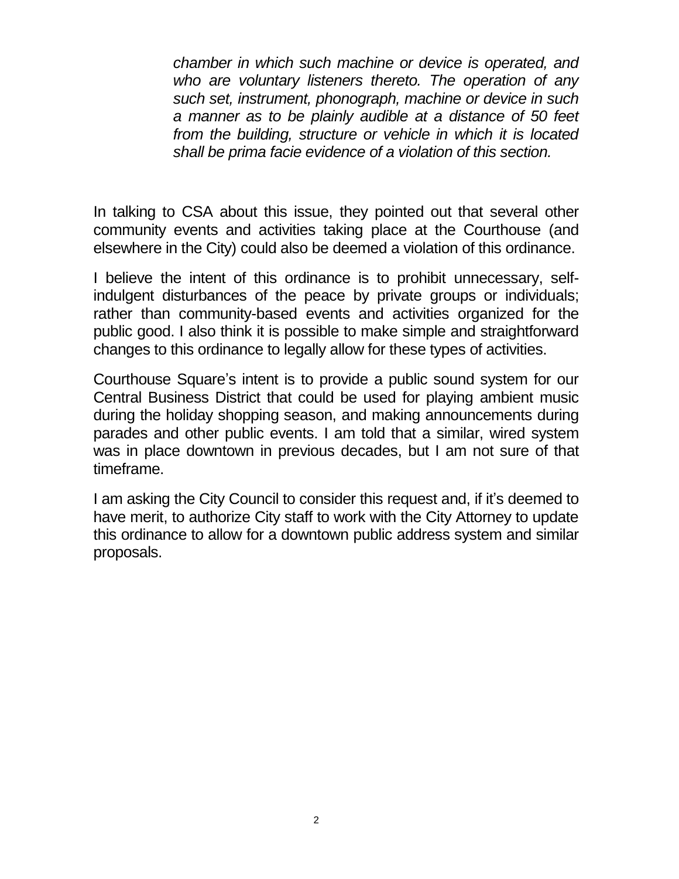> *chamber in which such machine or device is operated, and who are voluntary listeners thereto. The operation of any such set, instrument, phonograph, machine or device in such a manner as to be plainly audible at a distance of 50 feet from the building, structure or vehicle in which it is located shall be prima facie evidence of a violation of this section.*

In talking to CSA about this issue, they pointed out that several other community events and activities taking place at the Courthouse (and elsewhere in the City) could also be deemed a violation of this ordinance.

I believe the intent of this ordinance is to prohibit unnecessary, self-indulgent disturbances of the peace by private groups or individuals; rather than community-based events and activities organized for the public good. I also think it is possible to make simple and straightforward changes to this ordinance to legally allow for these types of activities.

Courthouse Square's intent is to provide a public sound system for our Central Business District that could be used for playing ambient music during the holiday shopping season, and making announcements during parades and other public events. I am told that a similar, wired system was in place downtown in previous decades, but I am not sure of that timeframe.

I am asking the City Council to consider this request and, if it's deemed to have merit, to authorize City staff to work with the City Attorney to update this ordinance to allow for a downtown public address system and similar proposals.